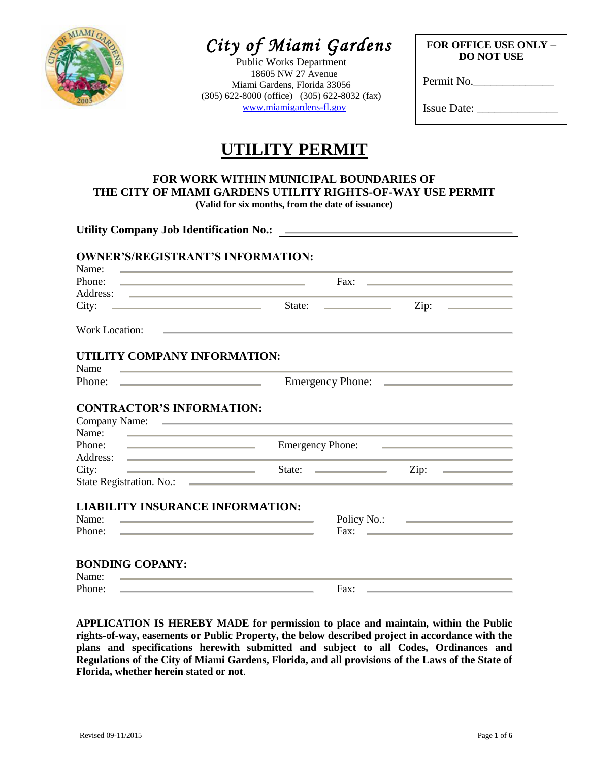# *City of Miami Gardens*

Public Works Department
18605 NW 27 Avenue
Miami Gardens, Florida 33056
(305) 622-8000 (office) (305) 622-8032 (fax)
www.miamigardens-fl.gov

**FOR OFFICE USE ONLY – DO NOT USE**

Permit No.______________

Issue Date: ______________

# UTILITY PERMIT

**FOR WORK WITHIN MUNICIPAL BOUNDARIES OF THE CITY OF MIAMI GARDENS UTILITY RIGHTS-OF-WAY USE PERMIT**
**(Valid for six months, from the date of issuance)**

**Utility Company Job Identification No.:** ______________________________

### OWNER'S/REGISTRANT'S INFORMATION:

Name: ______________________________
Phone: ______________________________ Fax: ______________________________
Address: ______________________________
City: ______________________________ State: ______________ Zip: ______________

Work Location: ______________________________

### UTILITY COMPANY INFORMATION:

Name ______________________________
Phone: ______________________________ Emergency Phone: ______________________________

### CONTRACTOR'S INFORMATION:

Company Name: ______________________________
Name: ______________________________
Phone: ______________________________ Emergency Phone: ______________________________
Address: ______________________________
City: ______________________________ State: ______________ Zip: ______________
State Registration. No.: ______________________________

### LIABILITY INSURANCE INFORMATION:

Name: ______________________________ Policy No.: ______________________________
Phone: ______________________________ Fax: ______________________________

### BONDING COPANY:

Name: ______________________________
Phone: ______________________________ Fax: ______________________________

**APPLICATION IS HEREBY MADE for permission to place and maintain, within the Public rights-of-way, easements or Public Property, the below described project in accordance with the plans and specifications herewith submitted and subject to all Codes, Ordinances and Regulations of the City of Miami Gardens, Florida, and all provisions of the Laws of the State of Florida, whether herein stated or not**.

Revised 09-11/2015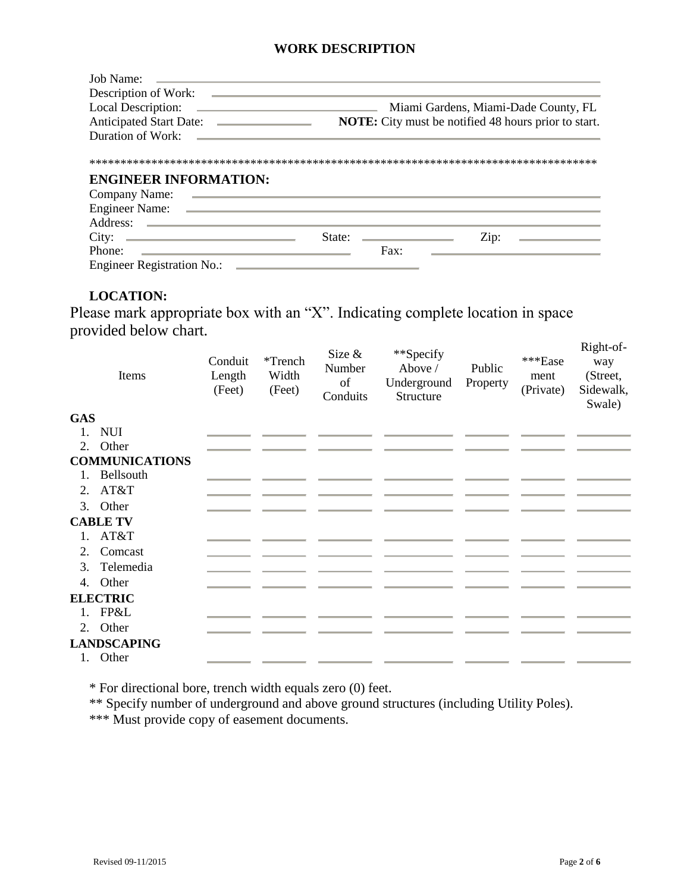# WORK DESCRIPTION

Job Name: \_\_\_\_\_\_\_\_\_\_\_\_\_\_\_\_\_\_\_\_\_\_\_\_\_\_\_\_\_\_\_\_\_\_\_\_\_\_\_\_

Description of Work: \_\_\_\_\_\_\_\_\_\_\_\_\_\_\_\_\_\_\_\_\_\_\_\_\_\_\_\_\_\_\_\_\_\_\_\_\_\_\_\_

Local Description: \_\_\_\_\_\_\_\_\_\_\_\_\_\_\_\_\_\_\_\_ Miami Gardens, Miami-Dade County, FL

Anticipated Start Date: \_\_\_\_\_\_\_\_\_\_\_\_ **NOTE:** City must be notified 48 hours prior to start.

Duration of Work: \_\_\_\_\_\_\_\_\_\_\_\_\_\_\_\_\_\_\_\_\_\_\_\_\_\_\_\_\_\_\_\_\_\_\_\_\_\_\_\_

***********************************************************************************

## ENGINEER INFORMATION:

Company Name: \_\_\_\_\_\_\_\_\_\_\_\_\_\_\_\_\_\_\_\_\_\_\_\_\_\_\_\_\_\_\_\_\_\_\_\_\_\_\_\_

Engineer Name: \_\_\_\_\_\_\_\_\_\_\_\_\_\_\_\_\_\_\_\_\_\_\_\_\_\_\_\_\_\_\_\_\_\_\_\_\_\_\_\_

Address: \_\_\_\_\_\_\_\_\_\_\_\_\_\_\_\_\_\_\_\_\_\_\_\_\_\_\_\_\_\_\_\_\_\_\_\_\_\_\_\_

City: \_\_\_\_\_\_\_\_\_\_\_\_\_\_\_\_\_\_\_\_ State: \_\_\_\_\_\_\_\_\_\_ Zip: \_\_\_\_\_\_\_\_\_\_

Phone: \_\_\_\_\_\_\_\_\_\_\_\_\_\_\_\_\_\_\_\_ Fax: \_\_\_\_\_\_\_\_\_\_\_\_\_\_\_\_\_\_\_\_

Engineer Registration No.: \_\_\_\_\_\_\_\_\_\_\_\_\_\_\_\_\_\_\_\_

## LOCATION:

Please mark appropriate box with an "X". Indicating complete location in space provided below chart.

| Items | Conduit Length (Feet) | *Trench Width (Feet) | Size & Number of Conduits | **Specify Above / Underground Structure | Public Property | ***Easement (Private) | Right-of-way (Street, Sidewalk, Swale) |
|---|---|---|---|---|---|---|---|
| **GAS** | | | | | | | |
| 1. NUI | | | | | | | |
| 2. Other | | | | | | | |
| **COMMUNICATIONS** | | | | | | | |
| 1. Bellsouth | | | | | | | |
| 2. AT&T | | | | | | | |
| 3. Other | | | | | | | |
| **CABLE TV** | | | | | | | |
| 1. AT&T | | | | | | | |
| 2. Comcast | | | | | | | |
| 3. Telemedia | | | | | | | |
| 4. Other | | | | | | | |
| **ELECTRIC** | | | | | | | |
| 1. FP&L | | | | | | | |
| 2. Other | | | | | | | |
| **LANDSCAPING** | | | | | | | |
| 1. Other | | | | | | | |

\* For directional bore, trench width equals zero (0) feet.

\*\* Specify number of underground and above ground structures (including Utility Poles).

\*\*\* Must provide copy of easement documents.

Revised 09-11/2015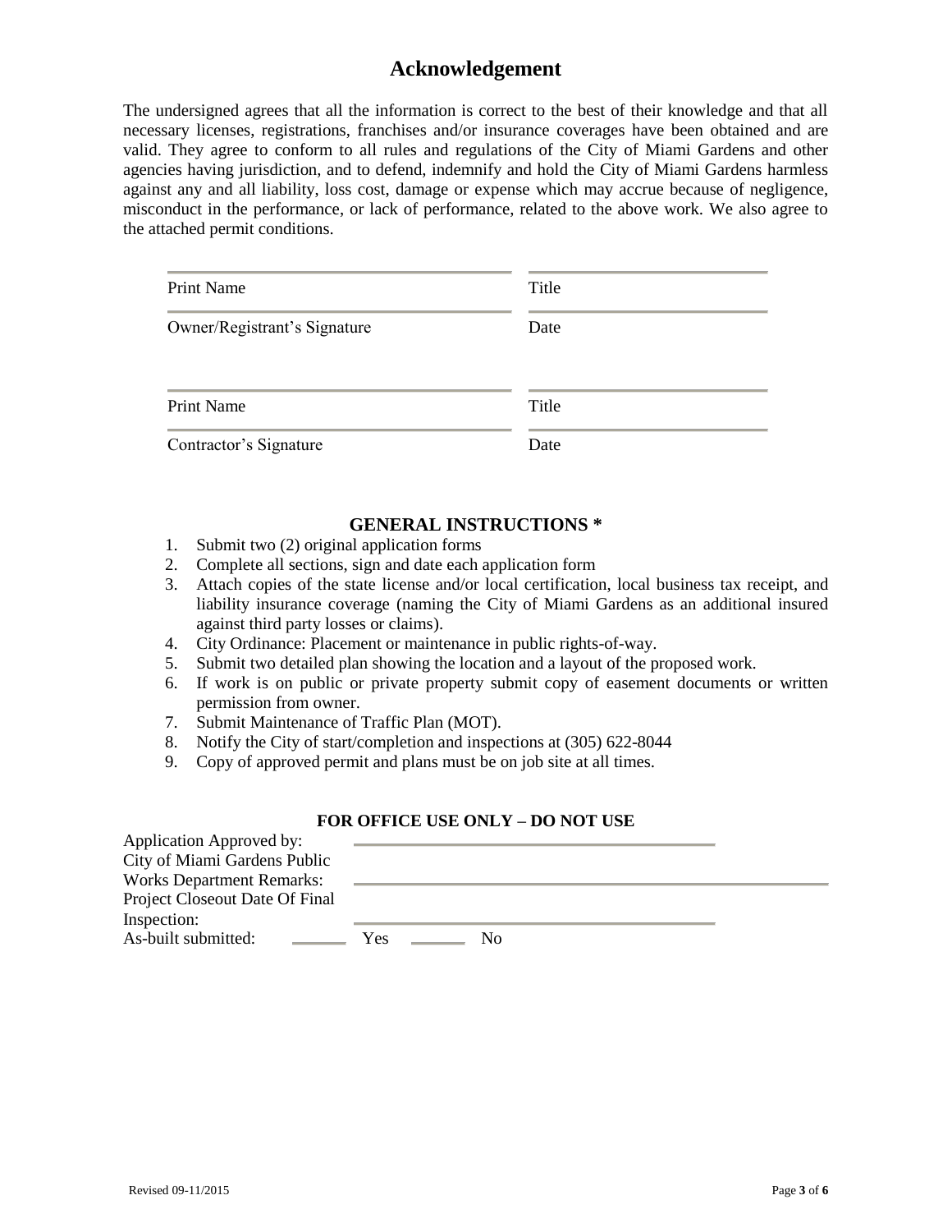# Acknowledgement

The undersigned agrees that all the information is correct to the best of their knowledge and that all necessary licenses, registrations, franchises and/or insurance coverages have been obtained and are valid. They agree to conform to all rules and regulations of the City of Miami Gardens and other agencies having jurisdiction, and to defend, indemnify and hold the City of Miami Gardens harmless against any and all liability, loss cost, damage or expense which may accrue because of negligence, misconduct in the performance, or lack of performance, related to the above work. We also agree to the attached permit conditions.

| | |
|---|---|
| Print Name | Title |
| Owner/Registrant's Signature | Date |

| | |
|---|---|
| Print Name | Title |
| Contractor's Signature | Date |

## GENERAL INSTRUCTIONS *

1. Submit two (2) original application forms
2. Complete all sections, sign and date each application form
3. Attach copies of the state license and/or local certification, local business tax receipt, and liability insurance coverage (naming the City of Miami Gardens as an additional insured against third party losses or claims).
4. City Ordinance: Placement or maintenance in public rights-of-way.
5. Submit two detailed plan showing the location and a layout of the proposed work.
6. If work is on public or private property submit copy of easement documents or written permission from owner.
7. Submit Maintenance of Traffic Plan (MOT).
8. Notify the City of start/completion and inspections at (305) 622-8044
9. Copy of approved permit and plans must be on job site at all times.

### FOR OFFICE USE ONLY – DO NOT USE

Application Approved by: \_\_\_\_\_\_\_\_\_\_\_\_\_\_\_\_\_\_\_\_

City of Miami Gardens Public Works Department Remarks: \_\_\_\_\_\_\_\_\_\_\_\_\_\_\_\_\_\_\_\_

Project Closeout Date Of Final Inspection: \_\_\_\_\_\_\_\_\_\_\_\_\_\_\_\_\_\_\_\_

As-built submitted: \_\_\_\_\_\_ Yes \_\_\_\_\_\_ No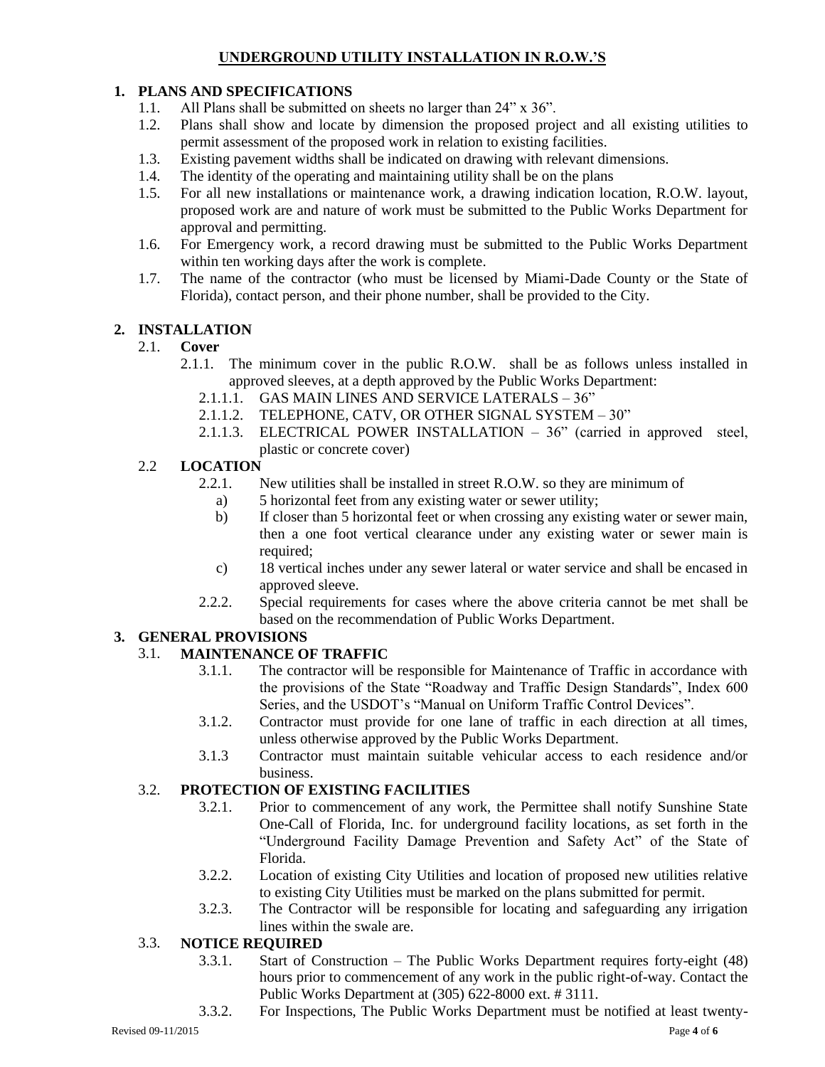# UNDERGROUND UTILITY INSTALLATION IN R.O.W.'S

## 1. PLANS AND SPECIFICATIONS

1.1. All Plans shall be submitted on sheets no larger than 24" x 36".

1.2. Plans shall show and locate by dimension the proposed project and all existing utilities to permit assessment of the proposed work in relation to existing facilities.

1.3. Existing pavement widths shall be indicated on drawing with relevant dimensions.

1.4. The identity of the operating and maintaining utility shall be on the plans

1.5. For all new installations or maintenance work, a drawing indication location, R.O.W. layout, proposed work are and nature of work must be submitted to the Public Works Department for approval and permitting.

1.6. For Emergency work, a record drawing must be submitted to the Public Works Department within ten working days after the work is complete.

1.7. The name of the contractor (who must be licensed by Miami-Dade County or the State of Florida), contact person, and their phone number, shall be provided to the City.

## 2. INSTALLATION

### 2.1. Cover

2.1.1. The minimum cover in the public R.O.W. shall be as follows unless installed in approved sleeves, at a depth approved by the Public Works Department:

2.1.1.1. GAS MAIN LINES AND SERVICE LATERALS – 36"

2.1.1.2. TELEPHONE, CATV, OR OTHER SIGNAL SYSTEM – 30"

2.1.1.3. ELECTRICAL POWER INSTALLATION – 36" (carried in approved steel, plastic or concrete cover)

### 2.2 LOCATION

2.2.1. New utilities shall be installed in street R.O.W. so they are minimum of

a) 5 horizontal feet from any existing water or sewer utility;

b) If closer than 5 horizontal feet or when crossing any existing water or sewer main, then a one foot vertical clearance under any existing water or sewer main is required;

c) 18 vertical inches under any sewer lateral or water service and shall be encased in approved sleeve.

2.2.2. Special requirements for cases where the above criteria cannot be met shall be based on the recommendation of Public Works Department.

## 3. GENERAL PROVISIONS

### 3.1. MAINTENANCE OF TRAFFIC

3.1.1. The contractor will be responsible for Maintenance of Traffic in accordance with the provisions of the State "Roadway and Traffic Design Standards", Index 600 Series, and the USDOT's "Manual on Uniform Traffic Control Devices".

3.1.2. Contractor must provide for one lane of traffic in each direction at all times, unless otherwise approved by the Public Works Department.

3.1.3 Contractor must maintain suitable vehicular access to each residence and/or business.

### 3.2. PROTECTION OF EXISTING FACILITIES

3.2.1. Prior to commencement of any work, the Permittee shall notify Sunshine State One-Call of Florida, Inc. for underground facility locations, as set forth in the "Underground Facility Damage Prevention and Safety Act" of the State of Florida.

3.2.2. Location of existing City Utilities and location of proposed new utilities relative to existing City Utilities must be marked on the plans submitted for permit.

3.2.3. The Contractor will be responsible for locating and safeguarding any irrigation lines within the swale are.

### 3.3. NOTICE REQUIRED

3.3.1. Start of Construction – The Public Works Department requires forty-eight (48) hours prior to commencement of any work in the public right-of-way. Contact the Public Works Department at (305) 622-8000 ext. # 3111.

3.3.2. For Inspections, The Public Works Department must be notified at least twenty-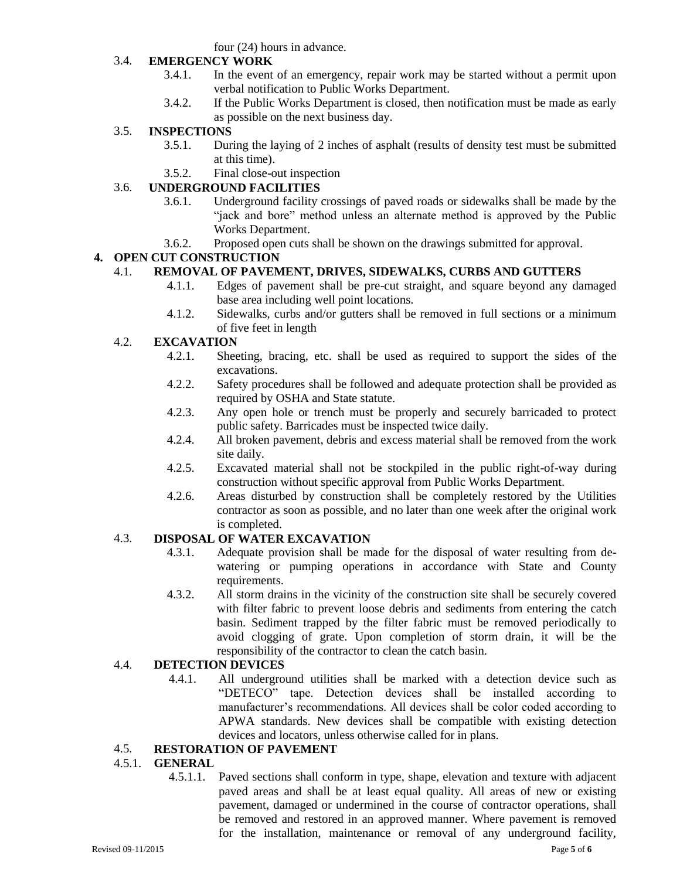four (24) hours in advance.

### 3.4. EMERGENCY WORK

- 3.4.1. In the event of an emergency, repair work may be started without a permit upon verbal notification to Public Works Department.
- 3.4.2. If the Public Works Department is closed, then notification must be made as early as possible on the next business day.

### 3.5. INSPECTIONS

- 3.5.1. During the laying of 2 inches of asphalt (results of density test must be submitted at this time).
- 3.5.2. Final close-out inspection

### 3.6. UNDERGROUND FACILITIES

- 3.6.1. Underground facility crossings of paved roads or sidewalks shall be made by the "jack and bore" method unless an alternate method is approved by the Public Works Department.
- 3.6.2. Proposed open cuts shall be shown on the drawings submitted for approval.

## 4. OPEN CUT CONSTRUCTION

### 4.1. REMOVAL OF PAVEMENT, DRIVES, SIDEWALKS, CURBS AND GUTTERS

- 4.1.1. Edges of pavement shall be pre-cut straight, and square beyond any damaged base area including well point locations.
- 4.1.2. Sidewalks, curbs and/or gutters shall be removed in full sections or a minimum of five feet in length

### 4.2. EXCAVATION

- 4.2.1. Sheeting, bracing, etc. shall be used as required to support the sides of the excavations.
- 4.2.2. Safety procedures shall be followed and adequate protection shall be provided as required by OSHA and State statute.
- 4.2.3. Any open hole or trench must be properly and securely barricaded to protect public safety. Barricades must be inspected twice daily.
- 4.2.4. All broken pavement, debris and excess material shall be removed from the work site daily.
- 4.2.5. Excavated material shall not be stockpiled in the public right-of-way during construction without specific approval from Public Works Department.
- 4.2.6. Areas disturbed by construction shall be completely restored by the Utilities contractor as soon as possible, and no later than one week after the original work is completed.

### 4.3. DISPOSAL OF WATER EXCAVATION

- 4.3.1. Adequate provision shall be made for the disposal of water resulting from de-watering or pumping operations in accordance with State and County requirements.
- 4.3.2. All storm drains in the vicinity of the construction site shall be securely covered with filter fabric to prevent loose debris and sediments from entering the catch basin. Sediment trapped by the filter fabric must be removed periodically to avoid clogging of grate. Upon completion of storm drain, it will be the responsibility of the contractor to clean the catch basin.

### 4.4. DETECTION DEVICES

- 4.4.1. All underground utilities shall be marked with a detection device such as "DETECO" tape. Detection devices shall be installed according to manufacturer's recommendations. All devices shall be color coded according to APWA standards. New devices shall be compatible with existing detection devices and locators, unless otherwise called for in plans.

### 4.5. RESTORATION OF PAVEMENT

#### 4.5.1. GENERAL

- 4.5.1.1. Paved sections shall conform in type, shape, elevation and texture with adjacent paved areas and shall be at least equal quality. All areas of new or existing pavement, damaged or undermined in the course of contractor operations, shall be removed and restored in an approved manner. Where pavement is removed for the installation, maintenance or removal of any underground facility,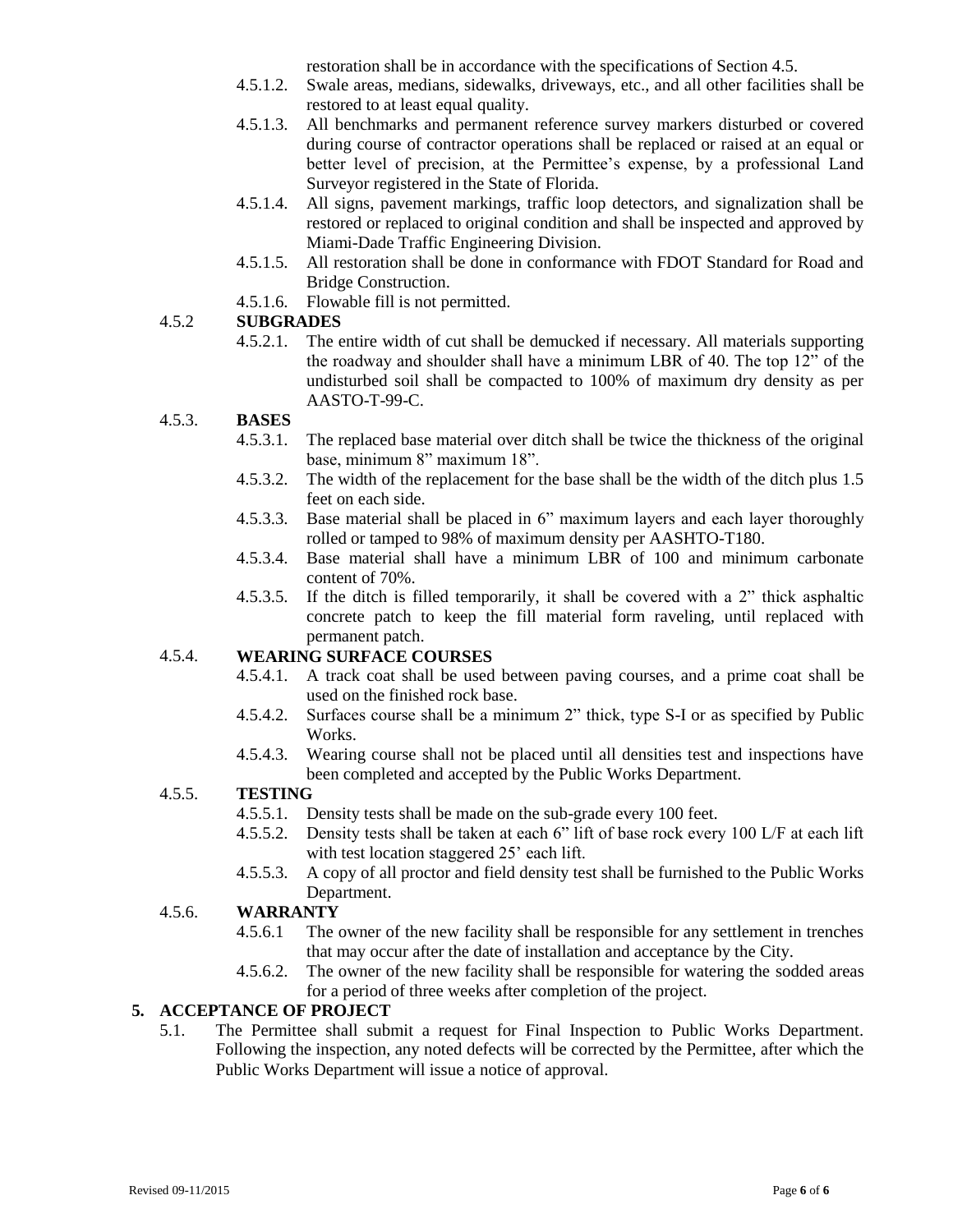restoration shall be in accordance with the specifications of Section 4.5.

4.5.1.2. Swale areas, medians, sidewalks, driveways, etc., and all other facilities shall be restored to at least equal quality.

4.5.1.3. All benchmarks and permanent reference survey markers disturbed or covered during course of contractor operations shall be replaced or raised at an equal or better level of precision, at the Permittee's expense, by a professional Land Surveyor registered in the State of Florida.

4.5.1.4. All signs, pavement markings, traffic loop detectors, and signalization shall be restored or replaced to original condition and shall be inspected and approved by Miami-Dade Traffic Engineering Division.

4.5.1.5. All restoration shall be done in conformance with FDOT Standard for Road and Bridge Construction.

4.5.1.6. Flowable fill is not permitted.

### 4.5.2 SUBGRADES

4.5.2.1. The entire width of cut shall be demucked if necessary. All materials supporting the roadway and shoulder shall have a minimum LBR of 40. The top 12" of the undisturbed soil shall be compacted to 100% of maximum dry density as per AASTO-T-99-C.

### 4.5.3. BASES

4.5.3.1. The replaced base material over ditch shall be twice the thickness of the original base, minimum 8" maximum 18".

4.5.3.2. The width of the replacement for the base shall be the width of the ditch plus 1.5 feet on each side.

4.5.3.3. Base material shall be placed in 6" maximum layers and each layer thoroughly rolled or tamped to 98% of maximum density per AASHTO-T180.

4.5.3.4. Base material shall have a minimum LBR of 100 and minimum carbonate content of 70%.

4.5.3.5. If the ditch is filled temporarily, it shall be covered with a 2" thick asphaltic concrete patch to keep the fill material form raveling, until replaced with permanent patch.

### 4.5.4. WEARING SURFACE COURSES

4.5.4.1. A track coat shall be used between paving courses, and a prime coat shall be used on the finished rock base.

4.5.4.2. Surfaces course shall be a minimum 2" thick, type S-I or as specified by Public Works.

4.5.4.3. Wearing course shall not be placed until all densities test and inspections have been completed and accepted by the Public Works Department.

### 4.5.5. TESTING

4.5.5.1. Density tests shall be made on the sub-grade every 100 feet.

4.5.5.2. Density tests shall be taken at each 6" lift of base rock every 100 L/F at each lift with test location staggered 25' each lift.

4.5.5.3. A copy of all proctor and field density test shall be furnished to the Public Works Department.

### 4.5.6. WARRANTY

4.5.6.1 The owner of the new facility shall be responsible for any settlement in trenches that may occur after the date of installation and acceptance by the City.

4.5.6.2. The owner of the new facility shall be responsible for watering the sodded areas for a period of three weeks after completion of the project.

## 5. ACCEPTANCE OF PROJECT

5.1. The Permittee shall submit a request for Final Inspection to Public Works Department. Following the inspection, any noted defects will be corrected by the Permittee, after which the Public Works Department will issue a notice of approval.